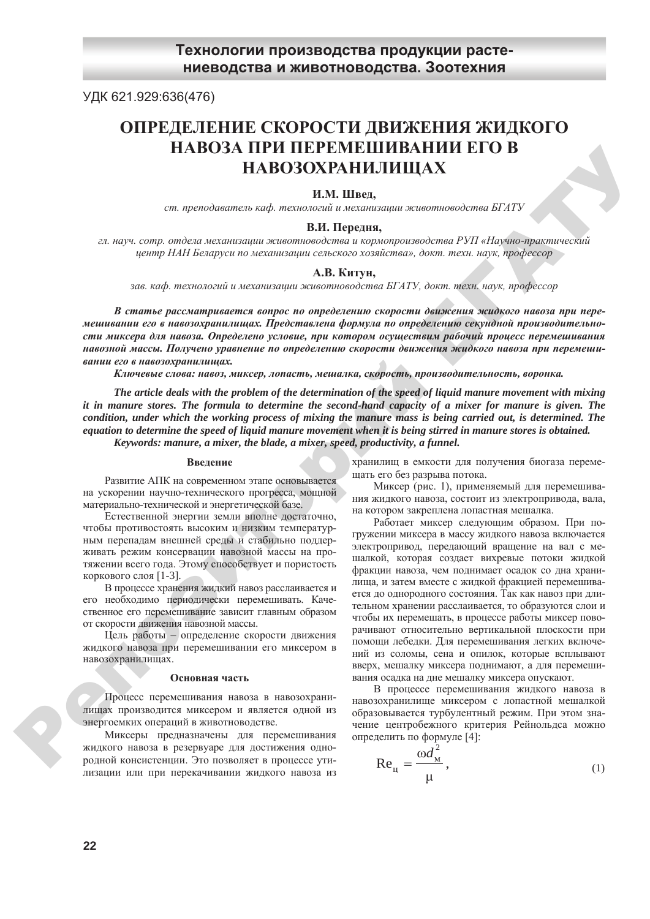## Технологии производства продукции растениеводства и животноводства. Зоотехния

УДК 621.929:636(476)

# ОПРЕДЕЛЕНИЕ СКОРОСТИ ДВИЖЕНИЯ ЖИДКОГО НАВОЗА ПРИ ПЕРЕМЕШИВАНИИ ЕГО В НАВОЗОХРАНИЛИЩАХ

**И.М. Швед,**

*ст. преподаватель каф. технологий и механизации животноводства БГАТУ*

**В.И. Передня,**

*гл. науч. сотр. отдела механизации животноводства и кормопроизводства РУП «Научно-практический центр НАН Беларуси по механизации сельского хозяйства», докт. техн. наук, профессор*

**А.В. Китун,**

*зав. каф. технологий и механизации животноводства БГАТУ, докт. техн. наук, профессор*

***В статье рассматривается вопрос по определению скорости движения жидкого навоза при перемешивании его в навозохранилищах. Представлена формула по определению секундной производительности миксера для навоза. Определено условие, при котором осуществим рабочий процесс перемешивания навозной массы. Получено уравнение по определению скорости движения жидкого навоза при перемешивании его в навозохранилищах.***

***Ключевые слова: навоз, миксер, лопасть, мешалка, скорость, производительность, воронка.***

***The article deals with the problem of the determination of the speed of liquid manure movement with mixing it in manure stores. The formula to determine the second-hand capacity of a mixer for manure is given. The condition, under which the working process of mixing the manure mass is being carried out, is determined. The equation to determine the speed of liquid manure movement when it is being stirred in manure stores is obtained.***

***Keywords: manure, a mixer, the blade, a mixer, speed, productivity, a funnel.***

### Введение

Развитие АПК на современном этапе основывается на ускорении научно-технического прогресса, мощной материально-технической и энергетической базе.

Естественной энергии земли вполне достаточно, чтобы противостоять высоким и низким температурным перепадам внешней среды и стабильно поддерживать режим консервации навозной массы на протяжении всего года. Этому способствует и пористость коркового слоя [1-3].

В процессе хранения жидкий навоз расслаивается и его необходимо периодически перемешивать. Качественное его перемешивание зависит главным образом от скорости движения навозной массы.

Цель работы – определение скорости движения жидкого навоза при перемешивании его миксером в навозохранилищах.

### Основная часть

Процесс перемешивания навоза в навозохранилищах производится миксером и является одной из энергоемких операций в животноводстве.

Миксеры предназначены для перемешивания жидкого навоза в резервуаре для достижения однородной консистенции. Это позволяет в процессе утилизации или при перекачивании жидкого навоза из хранилищ в емкости для получения биогаза перемещать его без разрыва потока.

Миксер (рис. 1), применяемый для перемешивания жидкого навоза, состоит из электропривода, вала, на котором закреплена лопастная мешалка.

Работает миксер следующим образом. При погружении миксера в массу жидкого навоза включается электропривод, передающий вращение на вал с мешалкой, которая создает вихревые потоки жидкой фракции навоза, чем поднимает осадок со дна хранилища, и затем вместе с жидкой фракцией перемешивается до однородного состояния. Так как навоз при длительном хранении расслаивается, то образуются слои и чтобы их перемешать, в процессе работы миксер поворачивают относительно вертикальной плоскости при помощи лебедки. Для перемешивания легких включений из соломы, сена и опилок, которые всплывают вверх, мешалку миксера поднимают, а для перемешивания осадка на дне мешалку миксера опускают.

В процессе перемешивания жидкого навоза в навозохранилище миксером с лопастной мешалкой образовывается турбулентный режим. При этом значение центробежного критерия Рейнольдса можно определить по формуле [4]:

$$\mathrm{Re}_{ц} = \frac{\omega d_{м}^{2}}{\mu}, \tag{1}$$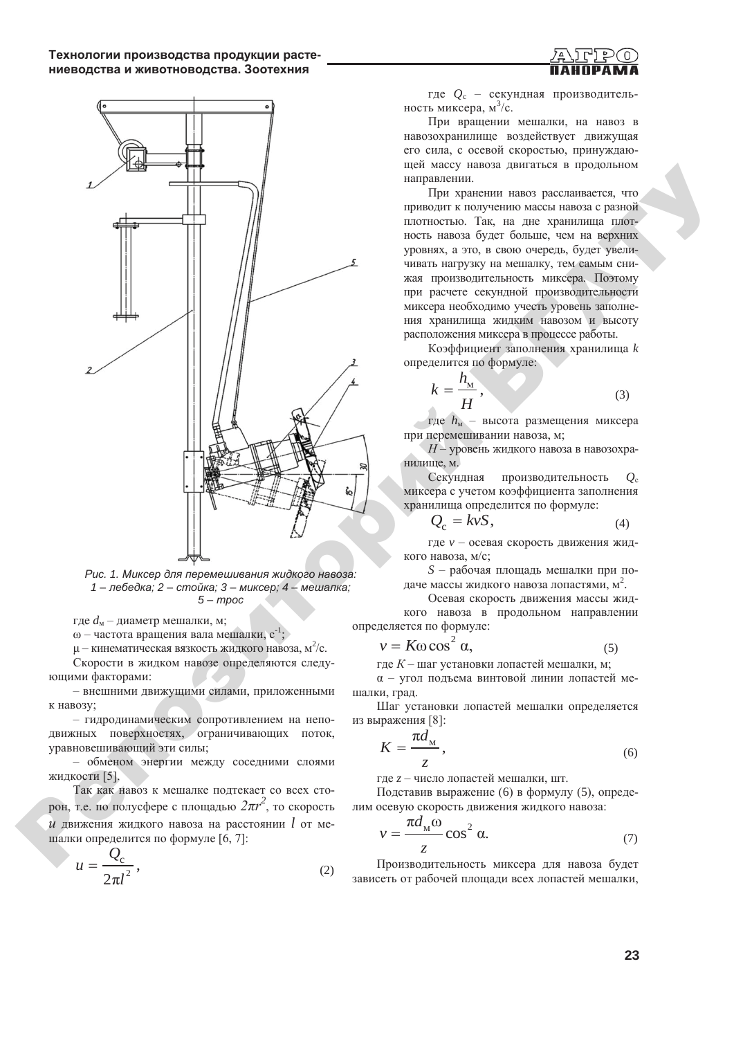Рис. 1. Миксер для перемешивания жидкого навоза: 1 – лебедка; 2 – стойка; 3 – миксер; 4 – мешалка; 5 – трос

где $d_м$ – диаметр мешалки, м;

ω – частота вращения вала мешалки, $с^{-1}$;

μ – кинематическая вязкость жидкого навоза, $м^2/с$.

Скорости в жидком навозе определяются следующими факторами:

– внешними движущими силами, приложенными к навозу;

– гидродинамическим сопротивлением на неподвижных поверхностях, ограничивающих поток, уравновешивающий эти силы;

– обменом энергии между соседними слоями жидкости [5].

Так как навоз к мешалке подтекает со всех сторон, т.е. по полусфере с площадью $2\pi r^2$, то скорость $u$ движения жидкого навоза на расстоянии $l$ от мешалки определится по формуле [6, 7]:

$$u = \frac{Q_с}{2\pi l^2}, \tag{2}$$

где $Q_с$ – секундная производительность миксера, $м^3/с$.

При вращении мешалки, на навоз в навозохранилище воздействует движущая его сила, с осевой скоростью, принуждающей массу навоза двигаться в продольном направлении.

При хранении навоз расслаивается, что приводит к получению массы навоза с разной плотностью. Так, на дне хранилища плотность навоза будет больше, чем на верхних уровнях, а это, в свою очередь, будет увеличивать нагрузку на мешалку, тем самым снижая производительность миксера. Поэтому при расчете секундной производительности миксера необходимо учесть уровень заполнения хранилища жидким навозом и высоту расположения миксера в процессе работы.

Коэффициент заполнения хранилища $k$ определится по формуле:

$$k = \frac{h_м}{H}, \tag{3}$$

где $h_м$ – высота размещения миксера при перемешивании навоза, м;

$H$ – уровень жидкого навоза в навозохранилище, м.

Секундная производительность $Q_с$ миксера с учетом коэффициента заполнения хранилища определится по формуле:

$$Q_с = kvS, \tag{4}$$

где $v$ – осевая скорость движения жидкого навоза, м/с;

$S$ – рабочая площадь мешалки при подаче массы жидкого навоза лопастями, $м^2$.

Осевая скорость движения массы жидкого навоза в продольном направлении определяется по формуле:

$$v = K\omega\cos^2\alpha, \tag{5}$$

где $K$ – шаг установки лопастей мешалки, м;

α – угол подъема винтовой линии лопастей мешалки, град.

Шаг установки лопастей мешалки определяется из выражения [8]:

$$K = \frac{\pi d_м}{z}, \tag{6}$$

где $z$ – число лопастей мешалки, шт.

Подставив выражение (6) в формулу (5), определим осевую скорость движения жидкого навоза:

$$v = \frac{\pi d_м \omega}{z}\cos^2\alpha. \tag{7}$$

Производительность миксера для навоза будет зависеть от рабочей площади всех лопастей мешалки,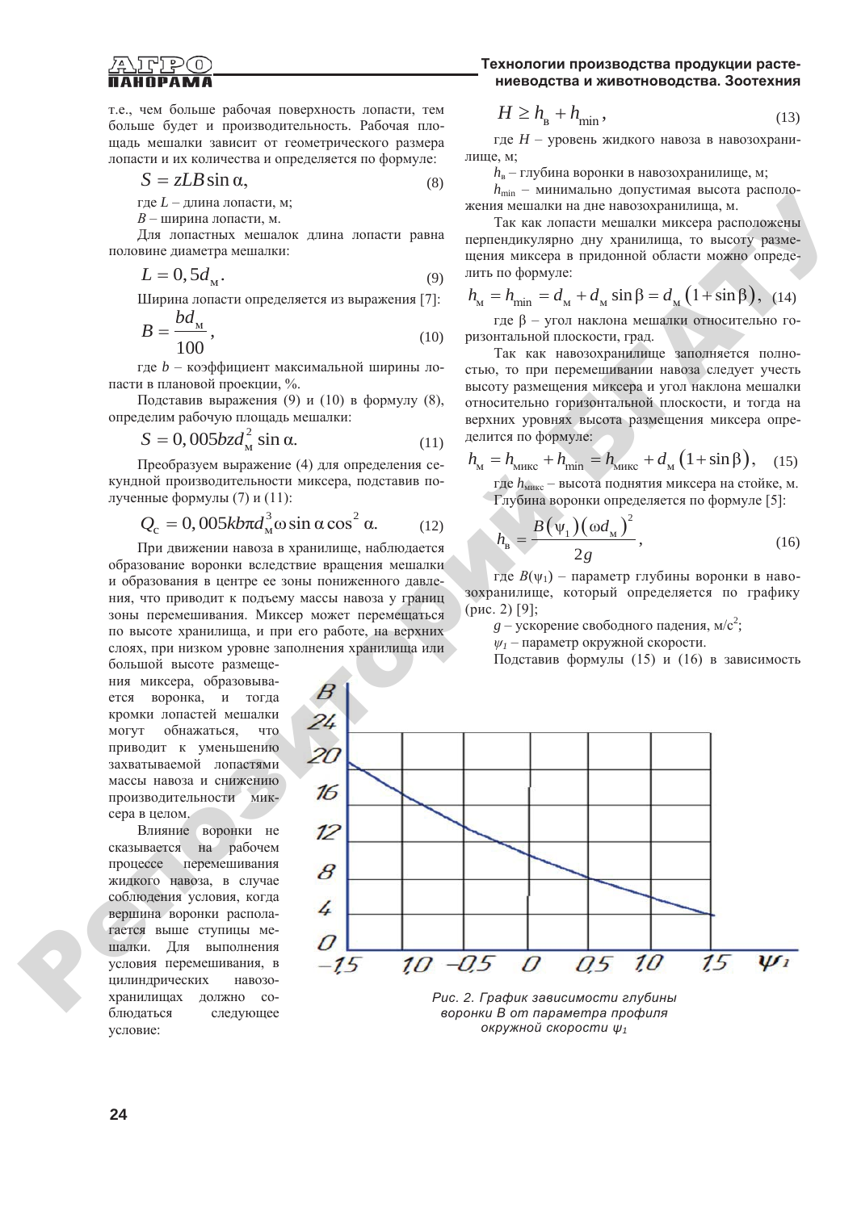т.е., чем больше рабочая поверхность лопасти, тем больше будет и производительность. Рабочая площадь мешалки зависит от геометрического размера лопасти и их количества и определяется по формуле:

$$S = zLB\sin\alpha, \tag{8}$$

где $L$ – длина лопасти, м;

$B$ – ширина лопасти, м.

Для лопастных мешалок длина лопасти равна половине диаметра мешалки:

$$L = 0,5d_{м}. \tag{9}$$

Ширина лопасти определяется из выражения [7]:

$$B = \frac{bd_{м}}{100}, \tag{10}$$

где $b$ – коэффициент максимальной ширины лопасти в плановой проекции, %.

Подставив выражения (9) и (10) в формулу (8), определим рабочую площадь мешалки:

$$S = 0,005bzd_{м}^{2}\sin\alpha. \tag{11}$$

Преобразуем выражение (4) для определения секундной производительности миксера, подставив полученные формулы (7) и (11):

$$Q_{с} = 0,005kb\pi d_{м}^{3}\omega\sin\alpha\cos^{2}\alpha. \tag{12}$$

При движении навоза в хранилище, наблюдается образование воронки вследствие вращения мешалки и образования в центре ее зоны пониженного давления, что приводит к подъему массы навоза у границ зоны перемешивания. Миксер может перемещаться по высоте хранилища, и при его работе, на верхних слоях, при низком уровне заполнения хранилища или большой высоте размещения миксера, образовывается воронка, и тогда кромки лопастей мешалки могут обнажаться, что приводит к уменьшению захватываемой лопастями массы навоза и снижению производительности миксера в целом.

Влияние воронки не сказывается на рабочем процессе перемешивания жидкого навоза, в случае соблюдения условия, когда вершина воронки располагается выше ступицы мешалки. Для выполнения условия перемешивания, в цилиндрических навозохранилищах должно соблюдаться следующее условие:

$$H \geq h_{в} + h_{\min}, \tag{13}$$

где $H$ – уровень жидкого навоза в навозохранилище, м;

$h_{в}$ – глубина воронки в навозохранилище, м;

$h_{\min}$ – минимально допустимая высота расположения мешалки на дне навозохранилища, м.

Так как лопасти мешалки миксера расположены перпендикулярно дну хранилища, то высоту размещения миксера в придонной области можно определить по формуле:

$$h_{м} = h_{\min} = d_{м} + d_{м}\sin\beta = d_{м}\left(1+\sin\beta\right), \tag{14}$$

где $\beta$ – угол наклона мешалки относительно горизонтальной плоскости, град.

Так как навозохранилище заполняется полностью, то при перемешивании навоза следует учесть высоту размещения миксера и угол наклона мешалки относительно горизонтальной плоскости, и тогда на верхних уровнях высота размещения миксера определится по формуле:

$$h_{м} = h_{микс} + h_{\min} = h_{микс} + d_{м}\left(1+\sin\beta\right), \tag{15}$$

где $h_{микс}$ – высота поднятия миксера на стойке, м.

Глубина воронки определяется по формуле [5]:

$$h_{в} = \frac{B\left(\psi_{1}\right)\left(\omega d_{м}\right)^{2}}{2g}, \tag{16}$$

где $B(\psi_1)$ – параметр глубины воронки в навозохранилище, который определяется по графику (рис. 2) [9];

$g$ – ускорение свободного падения, м/с$^2$;

$\psi_1$ – параметр окружной скорости.

Подставив формулы (15) и (16) в зависимость

Рис. 2. График зависимости глубины воронки B от параметра профиля окружной скорости $\psi_1$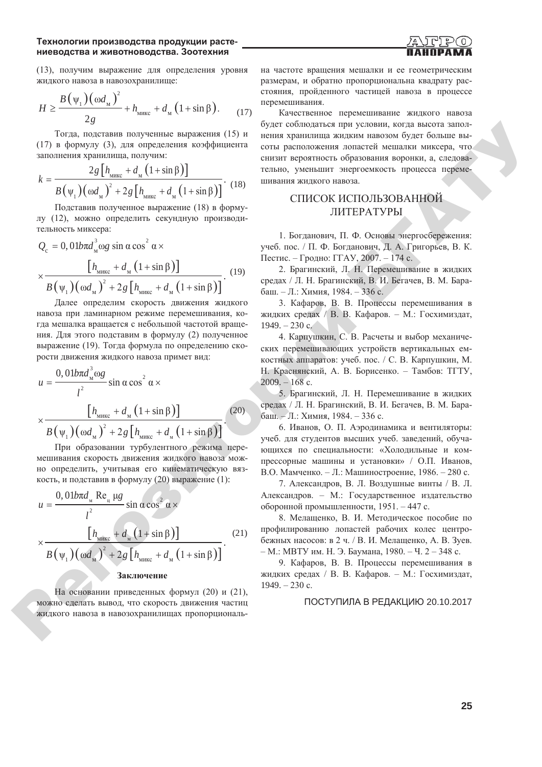(13), получим выражение для определения уровня жидкого навоза в навозохранилище:

$$H \geq \frac{B(\psi_1)(\omega d_{\text{м}})^2}{2g} + h_{\text{микс}} + d_{\text{м}}(1 + \sin\beta). \quad (17)$$

Тогда, подставив полученные выражения (15) и (17) в формулу (3), для определения коэффициента заполнения хранилища, получим:

$$k = \frac{2g\left[h_{\text{микс}} + d_{\text{м}}(1 + \sin\beta)\right]}{B(\psi_1)(\omega d_{\text{м}})^2 + 2g\left[h_{\text{микс}} + d_{\text{м}}(1 + \sin\beta)\right]}. \quad (18)$$

Подставив полученное выражение (18) в формулу (12), можно определить секундную производительность миксера:

$$Q_{\text{с}} = 0,01b\pi d_{\text{м}}^3 \omega g \sin\alpha \cos^2\alpha \times$$

$$\times \frac{\left[h_{\text{микс}} + d_{\text{м}}(1 + \sin\beta)\right]}{B(\psi_1)(\omega d_{\text{м}})^2 + 2g\left[h_{\text{микс}} + d_{\text{м}}(1 + \sin\beta)\right]}. \quad (19)$$

Далее определим скорость движения жидкого навоза при ламинарном режиме перемешивания, когда мешалка вращается с небольшой частотой вращения. Для этого подставим в формулу (2) полученное выражение (19). Тогда формула по определению скорости движения жидкого навоза примет вид:

$$u = \frac{0,01b\pi d_{\text{м}}^3 \omega g}{l^2} \sin\alpha \cos^2\alpha \times$$

$$\times \frac{\left[h_{\text{микс}} + d_{\text{м}}(1 + \sin\beta)\right]}{B(\psi_1)(\omega d_{\text{м}})^2 + 2g\left[h_{\text{микс}} + d_{\text{м}}(1 + \sin\beta)\right]}. \quad (20)$$

При образовании турбулентного режима перемешивания скорость движения жидкого навоза можно определить, учитывая его кинематическую вязкость, и подставив в формулу (20) выражение (1):

$$u = \frac{0,01b\pi d_{\text{м}} \operatorname{Re}_{\text{ц}} \mu g}{l^2} \sin\alpha \cos^2\alpha \times$$

$$\times \frac{\left[h_{\text{микс}} + d_{\text{м}}(1 + \sin\beta)\right]}{B(\psi_1)(\omega d_{\text{м}})^2 + 2g\left[h_{\text{микс}} + d_{\text{м}}(1 + \sin\beta)\right]}. \quad (21)$$

**Заключение**

На основании приведенных формул (20) и (21), можно сделать вывод, что скорость движения частиц жидкого навоза в навозохранилищах пропорциональна частоте вращения мешалки и ее геометрическим размерам, и обратно пропорциональна квадрату расстояния, пройденного частицей навоза в процессе перемешивания.

Качественное перемешивание жидкого навоза будет соблюдаться при условии, когда высота заполнения хранилища жидким навозом будет больше высоты расположения лопастей мешалки миксера, что снизит вероятность образования воронки, а, следовательно, уменьшит энергоемкость процесса перемешивания жидкого навоза.

## СПИСОК ИСПОЛЬЗОВАННОЙ ЛИТЕРАТУРЫ

1. Богданович, П. Ф. Основы энергосбережения: учеб. пос. / П. Ф. Богданович, Д. А. Григорьев, В. К. Пестис. – Гродно: ГГАУ, 2007. – 174 с.
2. Брагинский, Л. Н. Перемешивание в жидких средах / Л. Н. Брагинский, В. И. Бегачев, В. М. Барабаш. – Л.: Химия, 1984. – 336 с.
3. Кафаров, В. В. Процессы перемешивания в жидких средах / В. В. Кафаров. – М.: Госхимиздат, 1949. – 230 с.
4. Карпушкин, С. В. Расчеты и выбор механических перемешивающих устройств вертикальных емкостных аппаратов: учеб. пос. / С. В. Карпушкин, М. Н. Краснянский, А. В. Борисенко. – Тамбов: ТГТУ, 2009. – 168 с.
5. Брагинский, Л. Н. Перемешивание в жидких средах / Л. Н. Брагинский, В. И. Бегачев, В. М. Барабаш. – Л.: Химия, 1984. – 336 с.
6. Иванов, О. П. Аэродинамика и вентиляторы: учеб. для студентов высших учеб. заведений, обучающихся по специальности: «Холодильные и компрессорные машины и установки» / О.П. Иванов, В.О. Мамченко. – Л.: Машиностроение, 1986. – 280 с.
7. Александров, В. Л. Воздушные винты / В. Л. Александров. – М.: Государственное издательство оборонной промышленности, 1951. – 447 с.
8. Мелащенко, В. И. Методическое пособие по профилированию лопастей рабочих колес центробежных насосов: в 2 ч. / В. И. Мелащенко, А. В. Зуев. – М.: МВТУ им. Н. Э. Баумана, 1980. – Ч. 2 – 348 с.
9. Кафаров, В. В. Процессы перемешивания в жидких средах / В. В. Кафаров. – М.: Госхимиздат, 1949. – 230 с.

ПОСТУПИЛА В РЕДАКЦИЮ 20.10.2017